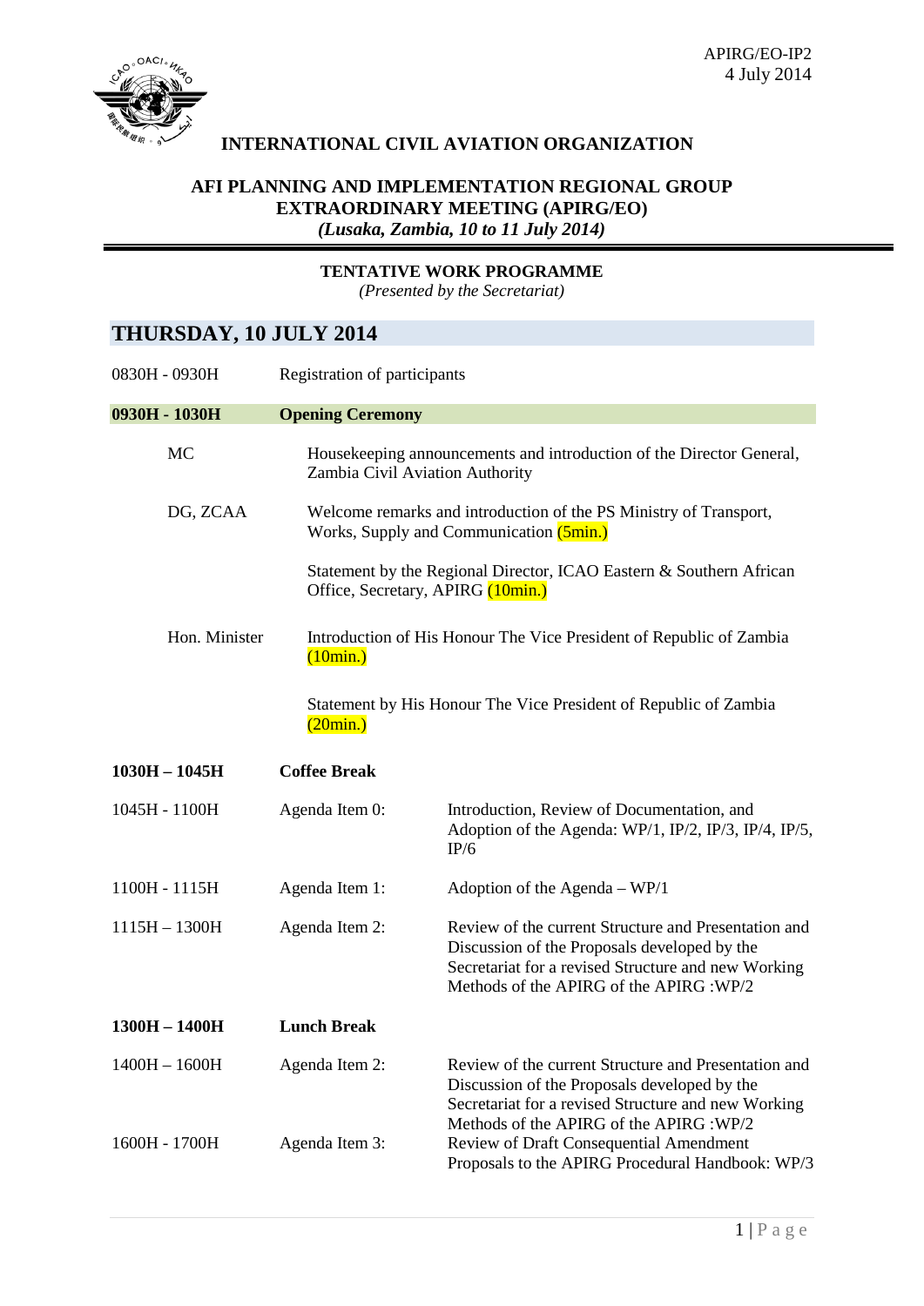APIRG/EO-IP2
4 July 2014

**INTERNATIONAL CIVIL AVIATION ORGANIZATION**

**AFI PLANNING AND IMPLEMENTATION REGIONAL GROUP EXTRAORDINARY MEETING (APIRG/EO)**
***(Lusaka, Zambia, 10 to 11 July 2014)***

**TENTATIVE WORK PROGRAMME**
*(Presented by the Secretariat)*

## THURSDAY, 10 JULY 2014

| | | |
|---|---|---|
| 0830H - 0930H | Registration of participants | |
| **0930H - 1030H** | **Opening Ceremony** | |
| MC | Housekeeping announcements and introduction of the Director General, Zambia Civil Aviation Authority | |
| DG, ZCAA | Welcome remarks and introduction of the PS Ministry of Transport, Works, Supply and Communication (5min.) | |
| | Statement by the Regional Director, ICAO Eastern & Southern African Office, Secretary, APIRG (10min.) | |
| Hon. Minister | Introduction of His Honour The Vice President of Republic of Zambia (10min.) | |
| | Statement by His Honour The Vice President of Republic of Zambia (20min.) | |
| **1030H – 1045H** | **Coffee Break** | |
| 1045H - 1100H | Agenda Item 0: | Introduction, Review of Documentation, and Adoption of the Agenda: WP/1, IP/2, IP/3, IP/4, IP/5, IP/6 |
| 1100H - 1115H | Agenda Item 1: | Adoption of the Agenda – WP/1 |
| 1115H – 1300H | Agenda Item 2: | Review of the current Structure and Presentation and Discussion of the Proposals developed by the Secretariat for a revised Structure and new Working Methods of the APIRG of the APIRG :WP/2 |
| **1300H – 1400H** | **Lunch Break** | |
| 1400H – 1600H | Agenda Item 2: | Review of the current Structure and Presentation and Discussion of the Proposals developed by the Secretariat for a revised Structure and new Working Methods of the APIRG of the APIRG :WP/2 |
| 1600H - 1700H | Agenda Item 3: | Review of Draft Consequential Amendment Proposals to the APIRG Procedural Handbook: WP/3 |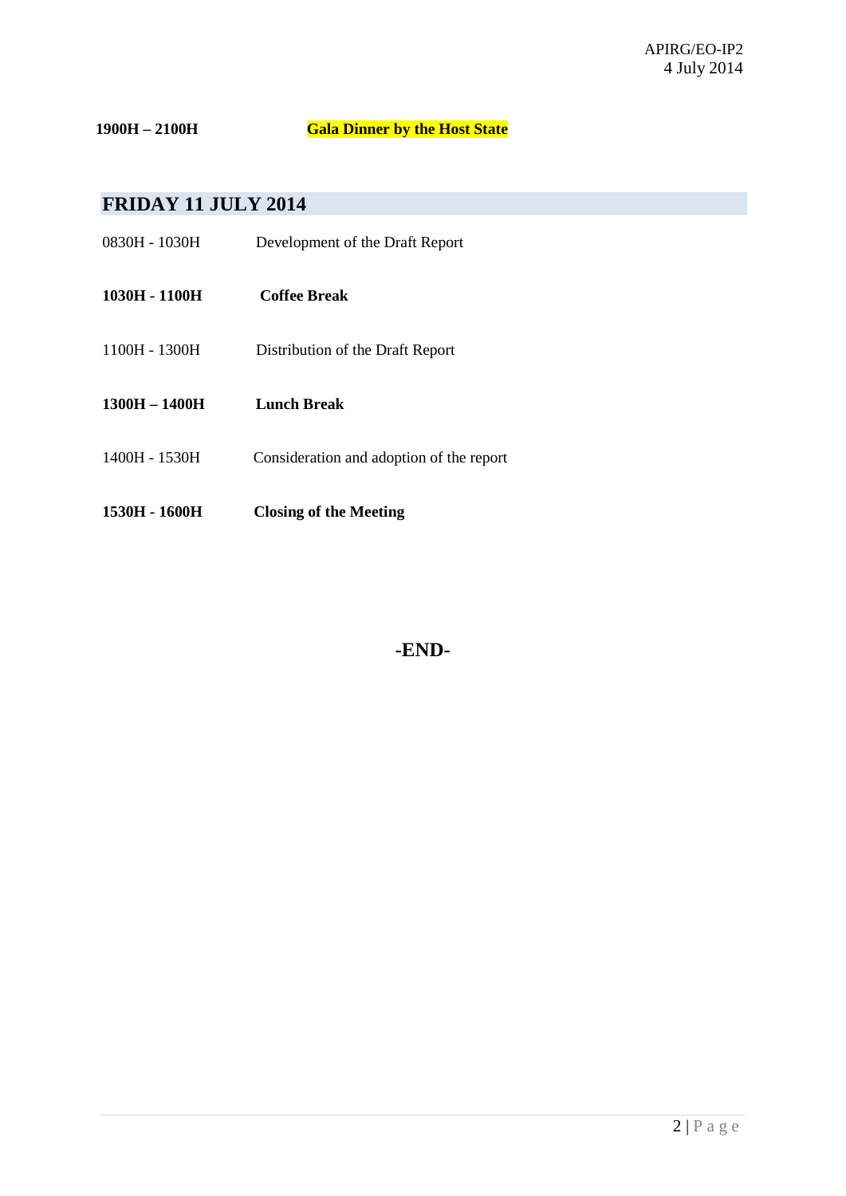**1900H – 2100H** **Gala Dinner by the Host State**

## FRIDAY 11 JULY 2014

| | |
|---|---|
| 0830H - 1030H | Development of the Draft Report |
| **1030H - 1100H** | **Coffee Break** |
| 1100H - 1300H | Distribution of the Draft Report |
| **1300H – 1400H** | **Lunch Break** |
| 1400H - 1530H | Consideration and adoption of the report |
| **1530H - 1600H** | **Closing of the Meeting** |

**-END-**